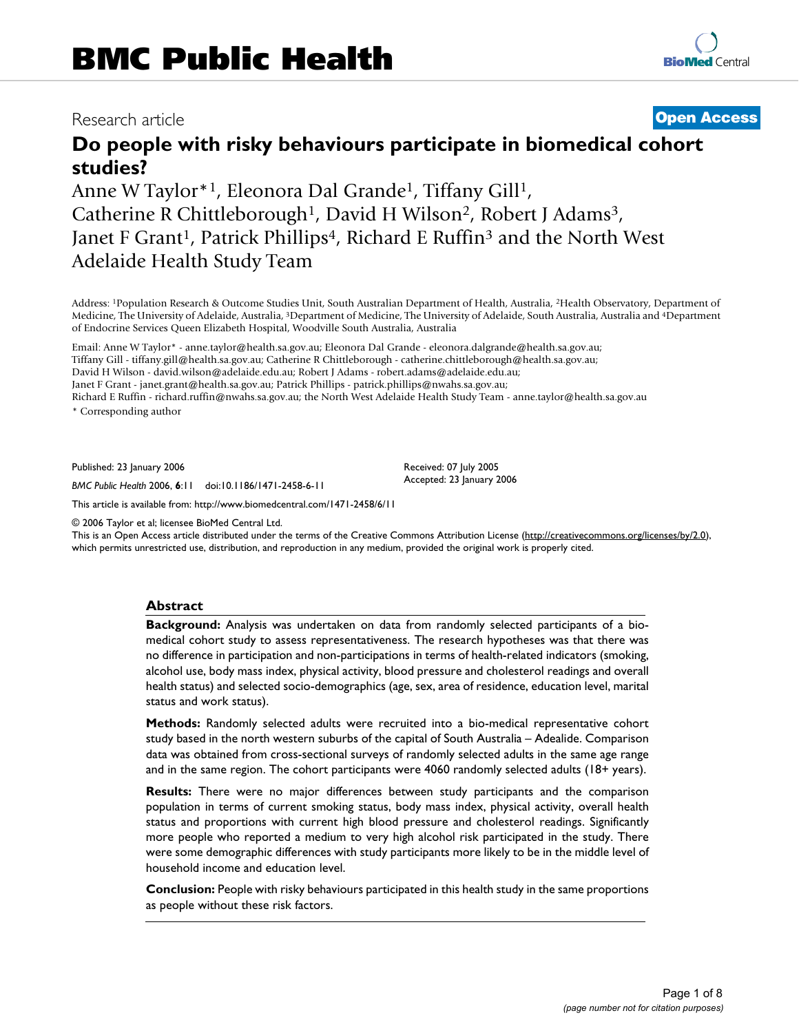# BMC Public Health

Research article

**Open Access**

# Do people with risky behaviours participate in biomedical cohort studies?

Anne W Taylor*[1], Eleonora Dal Grande[1], Tiffany Gill[1], Catherine R Chittleborough[1], David H Wilson[2], Robert J Adams[3], Janet F Grant[1], Patrick Phillips[4], Richard E Ruffin[3] and the North West Adelaide Health Study Team

Address: [1]Population Research & Outcome Studies Unit, South Australian Department of Health, Australia, [2]Health Observatory, Department of Medicine, The University of Adelaide, Australia, [3]Department of Medicine, The University of Adelaide, South Australia, Australia and [4]Department of Endocrine Services Queen Elizabeth Hospital, Woodville South Australia, Australia

Email: Anne W Taylor* - anne.taylor@health.sa.gov.au; Eleonora Dal Grande - eleonora.dalgrande@health.sa.gov.au; Tiffany Gill - tiffany.gill@health.sa.gov.au; Catherine R Chittleborough - catherine.chittleborough@health.sa.gov.au; David H Wilson - david.wilson@adelaide.edu.au; Robert J Adams - robert.adams@adelaide.edu.au; Janet F Grant - janet.grant@health.sa.gov.au; Patrick Phillips - patrick.phillips@nwahs.sa.gov.au; Richard E Ruffin - richard.ruffin@nwahs.sa.gov.au; the North West Adelaide Health Study Team - anne.taylor@health.sa.gov.au

* Corresponding author

Published: 23 January 2006

*BMC Public Health* 2006, **6**:11 doi:10.1186/1471-2458-6-11

Received: 07 July 2005
Accepted: 23 January 2006

This article is available from: http://www.biomedcentral.com/1471-2458/6/11

© 2006 Taylor et al; licensee BioMed Central Ltd.
This is an Open Access article distributed under the terms of the Creative Commons Attribution License (http://creativecommons.org/licenses/by/2.0), which permits unrestricted use, distribution, and reproduction in any medium, provided the original work is properly cited.

## Abstract

**Background:** Analysis was undertaken on data from randomly selected participants of a bio-medical cohort study to assess representativeness. The research hypotheses was that there was no difference in participation and non-participations in terms of health-related indicators (smoking, alcohol use, body mass index, physical activity, blood pressure and cholesterol readings and overall health status) and selected socio-demographics (age, sex, area of residence, education level, marital status and work status).

**Methods:** Randomly selected adults were recruited into a bio-medical representative cohort study based in the north western suburbs of the capital of South Australia – Adelaide. Comparison data was obtained from cross-sectional surveys of randomly selected adults in the same age range and in the same region. The cohort participants were 4060 randomly selected adults (18+ years).

**Results:** There were no major differences between study participants and the comparison population in terms of current smoking status, body mass index, physical activity, overall health status and proportions with current high blood pressure and cholesterol readings. Significantly more people who reported a medium to very high alcohol risk participated in the study. There were some demographic differences with study participants more likely to be in the middle level of household income and education level.

**Conclusion:** People with risky behaviours participated in this health study in the same proportions as people without these risk factors.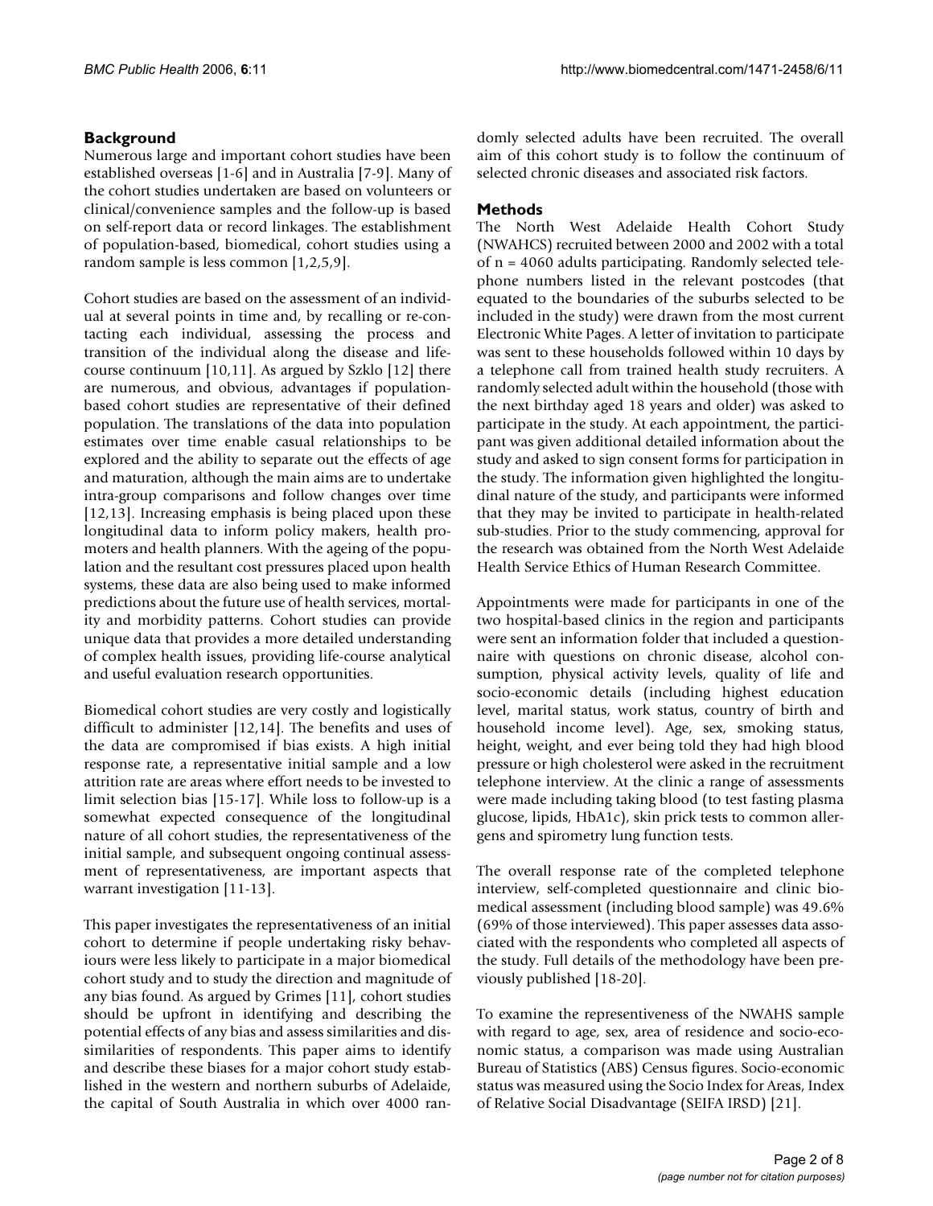## Background

Numerous large and important cohort studies have been established overseas [1-6] and in Australia [7-9]. Many of the cohort studies undertaken are based on volunteers or clinical/convenience samples and the follow-up is based on self-report data or record linkages. The establishment of population-based, biomedical, cohort studies using a random sample is less common [1,2,5,9].

Cohort studies are based on the assessment of an individual at several points in time and, by recalling or re-contacting each individual, assessing the process and transition of the individual along the disease and life-course continuum [10,11]. As argued by Szklo [12] there are numerous, and obvious, advantages if population-based cohort studies are representative of their defined population. The translations of the data into population estimates over time enable casual relationships to be explored and the ability to separate out the effects of age and maturation, although the main aims are to undertake intra-group comparisons and follow changes over time [12,13]. Increasing emphasis is being placed upon these longitudinal data to inform policy makers, health promoters and health planners. With the ageing of the population and the resultant cost pressures placed upon health systems, these data are also being used to make informed predictions about the future use of health services, mortality and morbidity patterns. Cohort studies can provide unique data that provides a more detailed understanding of complex health issues, providing life-course analytical and useful evaluation research opportunities.

Biomedical cohort studies are very costly and logistically difficult to administer [12,14]. The benefits and uses of the data are compromised if bias exists. A high initial response rate, a representative initial sample and a low attrition rate are areas where effort needs to be invested to limit selection bias [15-17]. While loss to follow-up is a somewhat expected consequence of the longitudinal nature of all cohort studies, the representativeness of the initial sample, and subsequent ongoing continual assessment of representativeness, are important aspects that warrant investigation [11-13].

This paper investigates the representativeness of an initial cohort to determine if people undertaking risky behaviours were less likely to participate in a major biomedical cohort study and to study the direction and magnitude of any bias found. As argued by Grimes [11], cohort studies should be upfront in identifying and describing the potential effects of any bias and assess similarities and dissimilarities of respondents. This paper aims to identify and describe these biases for a major cohort study established in the western and northern suburbs of Adelaide, the capital of South Australia in which over 4000 randomly selected adults have been recruited. The overall aim of this cohort study is to follow the continuum of selected chronic diseases and associated risk factors.

## Methods

The North West Adelaide Health Cohort Study (NWAHCS) recruited between 2000 and 2002 with a total of n = 4060 adults participating. Randomly selected telephone numbers listed in the relevant postcodes (that equated to the boundaries of the suburbs selected to be included in the study) were drawn from the most current Electronic White Pages. A letter of invitation to participate was sent to these households followed within 10 days by a telephone call from trained health study recruiters. A randomly selected adult within the household (those with the next birthday aged 18 years and older) was asked to participate in the study. At each appointment, the participant was given additional detailed information about the study and asked to sign consent forms for participation in the study. The information given highlighted the longitudinal nature of the study, and participants were informed that they may be invited to participate in health-related sub-studies. Prior to the study commencing, approval for the research was obtained from the North West Adelaide Health Service Ethics of Human Research Committee.

Appointments were made for participants in one of the two hospital-based clinics in the region and participants were sent an information folder that included a questionnaire with questions on chronic disease, alcohol consumption, physical activity levels, quality of life and socio-economic details (including highest education level, marital status, work status, country of birth and household income level). Age, sex, smoking status, height, weight, and ever being told they had high blood pressure or high cholesterol were asked in the recruitment telephone interview. At the clinic a range of assessments were made including taking blood (to test fasting plasma glucose, lipids, HbA1c), skin prick tests to common allergens and spirometry lung function tests.

The overall response rate of the completed telephone interview, self-completed questionnaire and clinic biomedical assessment (including blood sample) was 49.6% (69% of those interviewed). This paper assesses data associated with the respondents who completed all aspects of the study. Full details of the methodology have been previously published [18-20].

To examine the representiveness of the NWAHS sample with regard to age, sex, area of residence and socio-economic status, a comparison was made using Australian Bureau of Statistics (ABS) Census figures. Socio-economic status was measured using the Socio Index for Areas, Index of Relative Social Disadvantage (SEIFA IRSD) [21].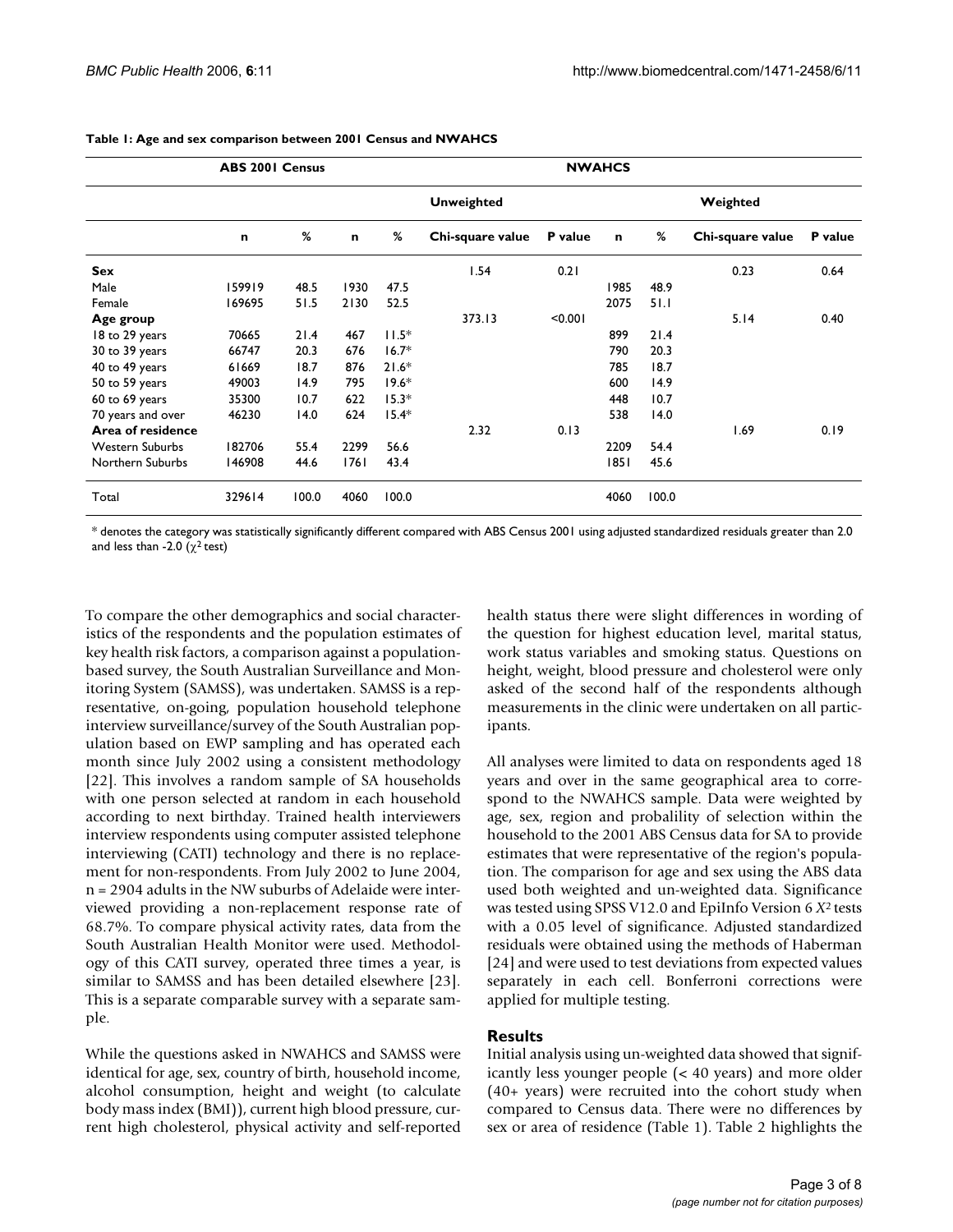**Table 1: Age and sex comparison between 2001 Census and NWAHCS**

| | ABS 2001 Census | | NWAHCS | | | | | | | |
|---|---|---|---|---|---|---|---|---|---|---|
| | | | Unweighted | | | | Weighted | | | |
| | n | % | n | % | Chi-square value | P value | n | % | Chi-square value | P value |
| **Sex** | | | | | 1.54 | 0.21 | | | 0.23 | 0.64 |
| Male | 159919 | 48.5 | 1930 | 47.5 | | | 1985 | 48.9 | | |
| Female | 169695 | 51.5 | 2130 | 52.5 | | | 2075 | 51.1 | | |
| **Age group** | | | | | 373.13 | <0.001 | | | 5.14 | 0.40 |
| 18 to 29 years | 70665 | 21.4 | 467 | 11.5* | | | 899 | 21.4 | | |
| 30 to 39 years | 66747 | 20.3 | 676 | 16.7* | | | 790 | 20.3 | | |
| 40 to 49 years | 61669 | 18.7 | 876 | 21.6* | | | 785 | 18.7 | | |
| 50 to 59 years | 49003 | 14.9 | 795 | 19.6* | | | 600 | 14.9 | | |
| 60 to 69 years | 35300 | 10.7 | 622 | 15.3* | | | 448 | 10.7 | | |
| 70 years and over | 46230 | 14.0 | 624 | 15.4* | | | 538 | 14.0 | | |
| **Area of residence** | | | | | 2.32 | 0.13 | | | 1.69 | 0.19 |
| Western Suburbs | 182706 | 55.4 | 2299 | 56.6 | | | 2209 | 54.4 | | |
| Northern Suburbs | 146908 | 44.6 | 1761 | 43.4 | | | 1851 | 45.6 | | |
| Total | 329614 | 100.0 | 4060 | 100.0 | | | 4060 | 100.0 | | |

* denotes the category was statistically significantly different compared with ABS Census 2001 using adjusted standardized residuals greater than 2.0 and less than -2.0 ($\chi^2$ test)

To compare the other demographics and social characteristics of the respondents and the population estimates of key health risk factors, a comparison against a population-based survey, the South Australian Surveillance and Monitoring System (SAMSS), was undertaken. SAMSS is a representative, on-going, population household telephone interview surveillance/survey of the South Australian population based on EWP sampling and has operated each month since July 2002 using a consistent methodology [22]. This involves a random sample of SA households with one person selected at random in each household according to next birthday. Trained health interviewers interview respondents using computer assisted telephone interviewing (CATI) technology and there is no replacement for non-respondents. From July 2002 to June 2004, n = 2904 adults in the NW suburbs of Adelaide were interviewed providing a non-replacement response rate of 68.7%. To compare physical activity rates, data from the South Australian Health Monitor were used. Methodology of this CATI survey, operated three times a year, is similar to SAMSS and has been detailed elsewhere [23]. This is a separate comparable survey with a separate sample.

While the questions asked in NWAHCS and SAMSS were identical for age, sex, country of birth, household income, alcohol consumption, height and weight (to calculate body mass index (BMI)), current high blood pressure, current high cholesterol, physical activity and self-reported health status there were slight differences in wording of the question for highest education level, marital status, work status variables and smoking status. Questions on height, weight, blood pressure and cholesterol were only asked of the second half of the respondents although measurements in the clinic were undertaken on all participants.

All analyses were limited to data on respondents aged 18 years and over in the same geographical area to correspond to the NWAHCS sample. Data were weighted by age, sex, region and probalility of selection within the household to the 2001 ABS Census data for SA to provide estimates that were representative of the region's population. The comparison for age and sex using the ABS data used both weighted and un-weighted data. Significance was tested using SPSS V12.0 and EpiInfo Version 6 $X^2$ tests with a 0.05 level of significance. Adjusted standardized residuals were obtained using the methods of Haberman [24] and were used to test deviations from expected values separately in each cell. Bonferroni corrections were applied for multiple testing.

## Results

Initial analysis using un-weighted data showed that significantly less younger people (< 40 years) and more older (40+ years) were recruited into the cohort study when compared to Census data. There were no differences by sex or area of residence (Table 1). Table 2 highlights the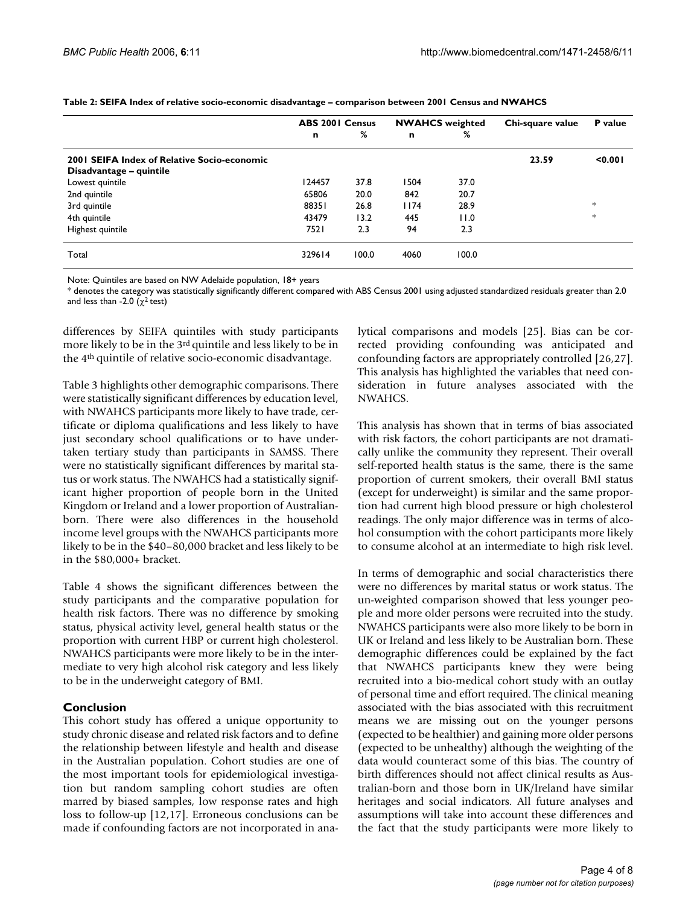**Table 2: SEIFA Index of relative socio-economic disadvantage – comparison between 2001 Census and NWAHCS**

| | ABS 2001 Census | | NWAHCS weighted | | Chi-square value | P value |
|---|---|---|---|---|---|---|
| | n | % | n | % | | |
| **2001 SEIFA Index of Relative Socio-economic Disadvantage – quintile** | | | | | **23.59** | **<0.001** |
| Lowest quintile | 124457 | 37.8 | 1504 | 37.0 | | |
| 2nd quintile | 65806 | 20.0 | 842 | 20.7 | | |
| 3rd quintile | 88351 | 26.8 | 1174 | 28.9 | | * |
| 4th quintile | 43479 | 13.2 | 445 | 11.0 | | * |
| Highest quintile | 7521 | 2.3 | 94 | 2.3 | | |
| Total | 329614 | 100.0 | 4060 | 100.0 | | |

Note: Quintiles are based on NW Adelaide population, 18+ years

* denotes the category was statistically significantly different compared with ABS Census 2001 using adjusted standardized residuals greater than 2.0 and less than -2.0 ($\chi^2$ test)

differences by SEIFA quintiles with study participants more likely to be in the 3rd quintile and less likely to be in the 4th quintile of relative socio-economic disadvantage.

Table 3 highlights other demographic comparisons. There were statistically significant differences by education level, with NWAHCS participants more likely to have trade, certificate or diploma qualifications and less likely to have just secondary school qualifications or to have undertaken tertiary study than participants in SAMSS. There were no statistically significant differences by marital status or work status. The NWAHCS had a statistically significant higher proportion of people born in the United Kingdom or Ireland and a lower proportion of Australian-born. There were also differences in the household income level groups with the NWAHCS participants more likely to be in the $40–80,000 bracket and less likely to be in the $80,000+ bracket.

Table 4 shows the significant differences between the study participants and the comparative population for health risk factors. There was no difference by smoking status, physical activity level, general health status or the proportion with current HBP or current high cholesterol. NWAHCS participants were more likely to be in the intermediate to very high alcohol risk category and less likely to be in the underweight category of BMI.

## Conclusion

This cohort study has offered a unique opportunity to study chronic disease and related risk factors and to define the relationship between lifestyle and health and disease in the Australian population. Cohort studies are one of the most important tools for epidemiological investigation but random sampling cohort studies are often marred by biased samples, low response rates and high loss to follow-up [12,17]. Erroneous conclusions can be made if confounding factors are not incorporated in analytical comparisons and models [25]. Bias can be corrected providing confounding was anticipated and confounding factors are appropriately controlled [26,27]. This analysis has highlighted the variables that need consideration in future analyses associated with the NWAHCS.

This analysis has shown that in terms of bias associated with risk factors, the cohort participants are not dramatically unlike the community they represent. Their overall self-reported health status is the same, there is the same proportion of current smokers, their overall BMI status (except for underweight) is similar and the same proportion had current high blood pressure or high cholesterol readings. The only major difference was in terms of alcohol consumption with the cohort participants more likely to consume alcohol at an intermediate to high risk level.

In terms of demographic and social characteristics there were no differences by marital status or work status. The un-weighted comparison showed that less younger people and more older persons were recruited into the study. NWAHCS participants were also more likely to be born in UK or Ireland and less likely to be Australian born. These demographic differences could be explained by the fact that NWAHCS participants knew they were being recruited into a bio-medical cohort study with an outlay of personal time and effort required. The clinical meaning associated with the bias associated with this recruitment means we are missing out on the younger persons (expected to be healthier) and gaining more older persons (expected to be unhealthy) although the weighting of the data would counteract some of this bias. The country of birth differences should not affect clinical results as Australian-born and those born in UK/Ireland have similar heritages and social indicators. All future analyses and assumptions will take into account these differences and the fact that the study participants were more likely to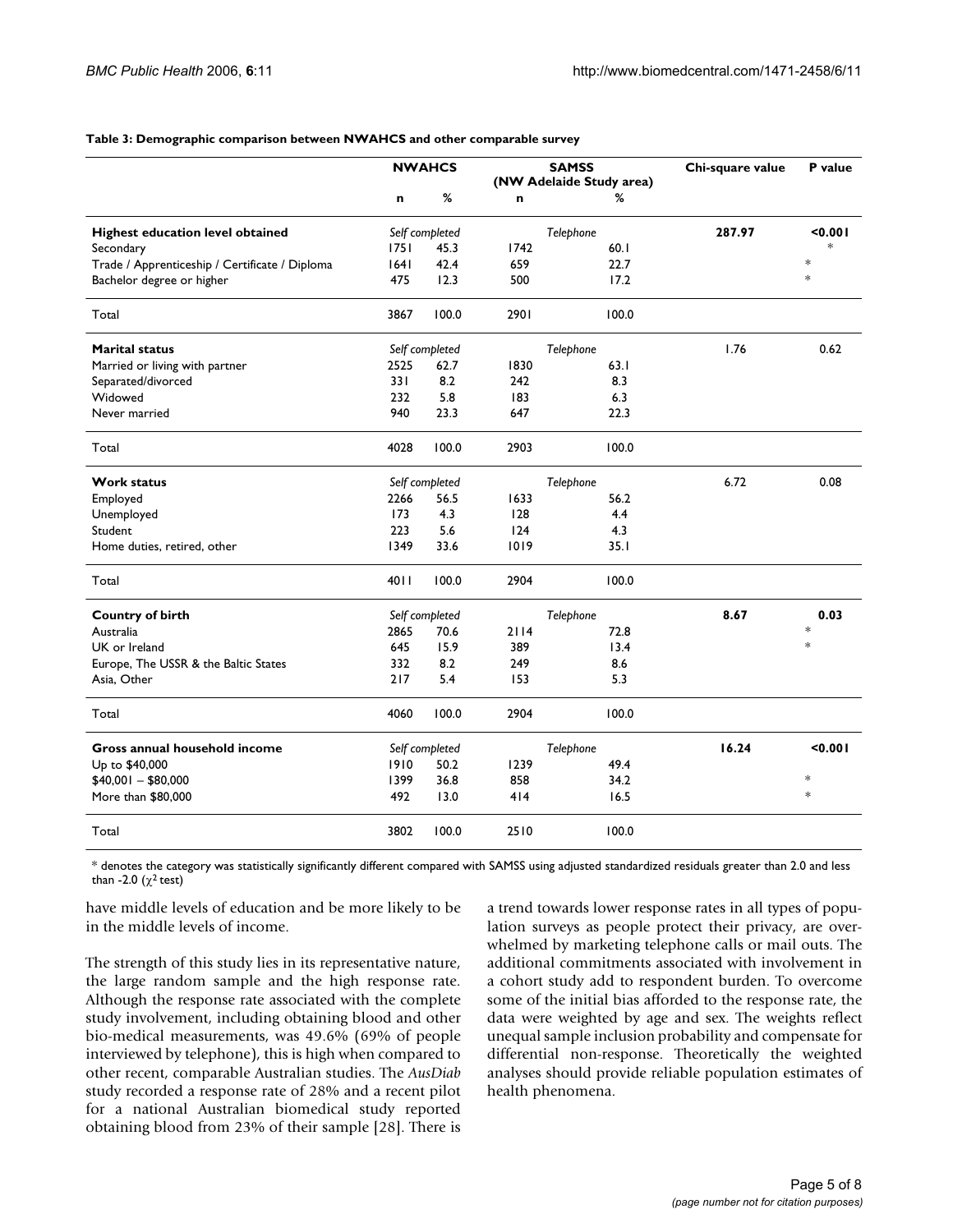**Table 3: Demographic comparison between NWAHCS and other comparable survey**

| | NWAHCS | | SAMSS (NW Adelaide Study area) | | Chi-square value | P value |
|---|---|---|---|---|---|---|
| | n | % | n | % | | |
| **Highest education level obtained** | *Self completed* | | *Telephone* | | **287.97** | **<0.001** |
| Secondary | 1751 | 45.3 | 1742 | 60.1 | | * |
| Trade / Apprenticeship / Certificate / Diploma | 1641 | 42.4 | 659 | 22.7 | | * |
| Bachelor degree or higher | 475 | 12.3 | 500 | 17.2 | | * |
| Total | 3867 | 100.0 | 2901 | 100.0 | | |
| **Marital status** | *Self completed* | | *Telephone* | | 1.76 | 0.62 |
| Married or living with partner | 2525 | 62.7 | 1830 | 63.1 | | |
| Separated/divorced | 331 | 8.2 | 242 | 8.3 | | |
| Widowed | 232 | 5.8 | 183 | 6.3 | | |
| Never married | 940 | 23.3 | 647 | 22.3 | | |
| Total | 4028 | 100.0 | 2903 | 100.0 | | |
| **Work status** | *Self completed* | | *Telephone* | | 6.72 | 0.08 |
| Employed | 2266 | 56.5 | 1633 | 56.2 | | |
| Unemployed | 173 | 4.3 | 128 | 4.4 | | |
| Student | 223 | 5.6 | 124 | 4.3 | | |
| Home duties, retired, other | 1349 | 33.6 | 1019 | 35.1 | | |
| Total | 4011 | 100.0 | 2904 | 100.0 | | |
| **Country of birth** | *Self completed* | | *Telephone* | | **8.67** | **0.03** |
| Australia | 2865 | 70.6 | 2114 | 72.8 | | * |
| UK or Ireland | 645 | 15.9 | 389 | 13.4 | | * |
| Europe, The USSR & the Baltic States | 332 | 8.2 | 249 | 8.6 | | |
| Asia, Other | 217 | 5.4 | 153 | 5.3 | | |
| Total | 4060 | 100.0 | 2904 | 100.0 | | |
| **Gross annual household income** | *Self completed* | | *Telephone* | | **16.24** | **<0.001** |
| Up to $40,000 | 1910 | 50.2 | 1239 | 49.4 | | |
| $40,001 – $80,000 | 1399 | 36.8 | 858 | 34.2 | | * |
| More than $80,000 | 492 | 13.0 | 414 | 16.5 | | * |
| Total | 3802 | 100.0 | 2510 | 100.0 | | |

* denotes the category was statistically significantly different compared with SAMSS using adjusted standardized residuals greater than 2.0 and less than -2.0 ($\chi^2$ test)

have middle levels of education and be more likely to be in the middle levels of income.

The strength of this study lies in its representative nature, the large random sample and the high response rate. Although the response rate associated with the complete study involvement, including obtaining blood and other bio-medical measurements, was 49.6% (69% of people interviewed by telephone), this is high when compared to other recent, comparable Australian studies. The *AusDiab* study recorded a response rate of 28% and a recent pilot for a national Australian biomedical study reported obtaining blood from 23% of their sample [28]. There is a trend towards lower response rates in all types of population surveys as people protect their privacy, are overwhelmed by marketing telephone calls or mail outs. The additional commitments associated with involvement in a cohort study add to respondent burden. To overcome some of the initial bias afforded to the response rate, the data were weighted by age and sex. The weights reflect unequal sample inclusion probability and compensate for differential non-response. Theoretically the weighted analyses should provide reliable population estimates of health phenomena.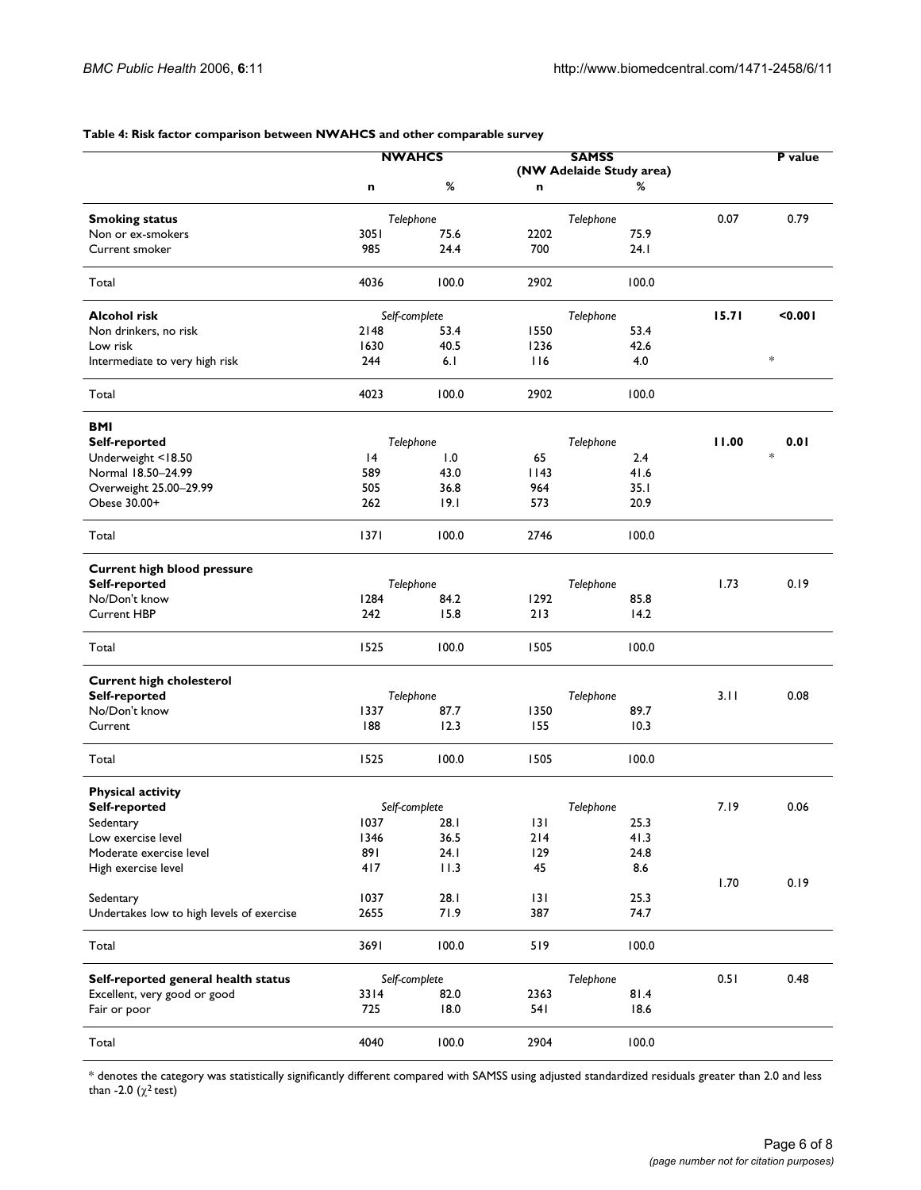**Table 4: Risk factor comparison between NWAHCS and other comparable survey**

| | NWAHCS | | SAMSS (NW Adelaide Study area) | | P value | |
|---|---|---|---|---|---|---|
| | n | % | n | % | | |
| **Smoking status** | *Telephone* | | *Telephone* | | 0.07 | 0.79 |
| Non or ex-smokers | 3051 | 75.6 | 2202 | 75.9 | | |
| Current smoker | 985 | 24.4 | 700 | 24.1 | | |
| Total | 4036 | 100.0 | 2902 | 100.0 | | |
| **Alcohol risk** | *Self-complete* | | *Telephone* | | **15.71** | **<0.001** |
| Non drinkers, no risk | 2148 | 53.4 | 1550 | 53.4 | | |
| Low risk | 1630 | 40.5 | 1236 | 42.6 | | |
| Intermediate to very high risk | 244 | 6.1 | 116 | 4.0 | | * |
| Total | 4023 | 100.0 | 2902 | 100.0 | | |
| **BMI** | | | | | | |
| **Self-reported** | *Telephone* | | *Telephone* | | **11.00** | **0.01** |
| Underweight <18.50 | 14 | 1.0 | 65 | 2.4 | | * |
| Normal 18.50–24.99 | 589 | 43.0 | 1143 | 41.6 | | |
| Overweight 25.00–29.99 | 505 | 36.8 | 964 | 35.1 | | |
| Obese 30.00+ | 262 | 19.1 | 573 | 20.9 | | |
| Total | 1371 | 100.0 | 2746 | 100.0 | | |
| **Current high blood pressure** | | | | | | |
| **Self-reported** | *Telephone* | | *Telephone* | | 1.73 | 0.19 |
| No/Don't know | 1284 | 84.2 | 1292 | 85.8 | | |
| Current HBP | 242 | 15.8 | 213 | 14.2 | | |
| Total | 1525 | 100.0 | 1505 | 100.0 | | |
| **Current high cholesterol** | | | | | | |
| **Self-reported** | *Telephone* | | *Telephone* | | 3.11 | 0.08 |
| No/Don't know | 1337 | 87.7 | 1350 | 89.7 | | |
| Current | 188 | 12.3 | 155 | 10.3 | | |
| Total | 1525 | 100.0 | 1505 | 100.0 | | |
| **Physical activity** | | | | | | |
| **Self-reported** | *Self-complete* | | *Telephone* | | 7.19 | 0.06 |
| Sedentary | 1037 | 28.1 | 131 | 25.3 | | |
| Low exercise level | 1346 | 36.5 | 214 | 41.3 | | |
| Moderate exercise level | 891 | 24.1 | 129 | 24.8 | | |
| High exercise level | 417 | 11.3 | 45 | 8.6 | | |
| | | | | | 1.70 | 0.19 |
| Sedentary | 1037 | 28.1 | 131 | 25.3 | | |
| Undertakes low to high levels of exercise | 2655 | 71.9 | 387 | 74.7 | | |
| Total | 3691 | 100.0 | 519 | 100.0 | | |
| **Self-reported general health status** | *Self-complete* | | *Telephone* | | 0.51 | 0.48 |
| Excellent, very good or good | 3314 | 82.0 | 2363 | 81.4 | | |
| Fair or poor | 725 | 18.0 | 541 | 18.6 | | |
| Total | 4040 | 100.0 | 2904 | 100.0 | | |

\* denotes the category was statistically significantly different compared with SAMSS using adjusted standardized residuals greater than 2.0 and less than -2.0 ($\chi^2$ test)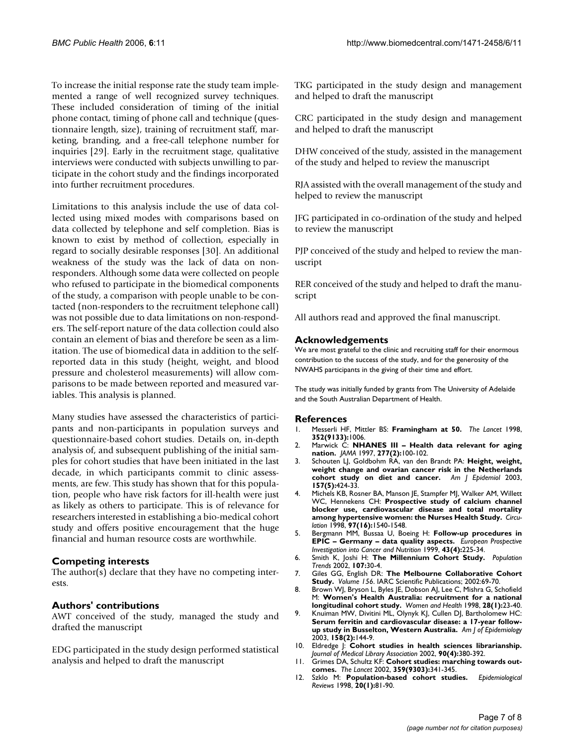To increase the initial response rate the study team implemented a range of well recognized survey techniques. These included consideration of timing of the initial phone contact, timing of phone call and technique (questionnaire length, size), training of recruitment staff, marketing, branding, and a free-call telephone number for inquiries [29]. Early in the recruitment stage, qualitative interviews were conducted with subjects unwilling to participate in the cohort study and the findings incorporated into further recruitment procedures.

Limitations to this analysis include the use of data collected using mixed modes with comparisons based on data collected by telephone and self completion. Bias is known to exist by method of collection, especially in regard to socially desirable responses [30]. An additional weakness of the study was the lack of data on non-responders. Although some data were collected on people who refused to participate in the biomedical components of the study, a comparison with people unable to be contacted (non-responders to the recruitment telephone call) was not possible due to data limitations on non-responders. The self-report nature of the data collection could also contain an element of bias and therefore be seen as a limitation. The use of biomedical data in addition to the self-reported data in this study (height, weight, and blood pressure and cholesterol measurements) will allow comparisons to be made between reported and measured variables. This analysis is planned.

Many studies have assessed the characteristics of participants and non-participants in population surveys and questionnaire-based cohort studies. Details on, in-depth analysis of, and subsequent publishing of the initial samples for cohort studies that have been initiated in the last decade, in which participants commit to clinic assessments, are few. This study has shown that for this population, people who have risk factors for ill-health were just as likely as others to participate. This is of relevance for researchers interested in establishing a bio-medical cohort study and offers positive encouragement that the huge financial and human resource costs are worthwhile.

## Competing interests

The author(s) declare that they have no competing interests.

## Authors' contributions

AWT conceived of the study, managed the study and drafted the manuscript

EDG participated in the study design performed statistical analysis and helped to draft the manuscript

TKG participated in the study design and management and helped to draft the manuscript

CRC participated in the study design and management and helped to draft the manuscript

DHW conceived of the study, assisted in the management of the study and helped to review the manuscript

RJA assisted with the overall management of the study and helped to review the manuscript

JFG participated in co-ordination of the study and helped to review the manuscript

PJP conceived of the study and helped to review the manuscript

RER conceived of the study and helped to draft the manuscript

All authors read and approved the final manuscript.

## Acknowledgements

We are most grateful to the clinic and recruiting staff for their enormous contribution to the success of the study, and for the generosity of the NWAHS participants in the giving of their time and effort.

The study was initially funded by grants from The University of Adelaide and the South Australian Department of Health.

## References

1. Messerli HF, Mittler BS: **Framingham at 50.** *The Lancet* 1998, **352(9133):**1006.
2. Marwick C: **NHANES III – Health data relevant for aging nation.** *JAMA* 1997, **277(2):**100-102.
3. Schouten LJ, Goldbohm RA, van den Brandt PA: **Height, weight, weight change and ovarian cancer risk in the Netherlands cohort study on diet and cancer.** *Am J Epidemiol* 2003, **157(5):**424-33.
4. Michels KB, Rosner BA, Manson JE, Stampfer MJ, Walker AM, Willett WC, Hennekens CH: **Prospective study of calcium channel blocker use, cardiovascular disease and total mortality among hypertensive women: the Nurses Health Study.** *Circulation* 1998, **97(16):**1540-1548.
5. Bergmann MM, Bussaa U, Boeing H: **Follow-up procedures in EPIC – Germany – data quality aspects.** *European Prospective Investigation into Cancer and Nutrition* 1999, **43(4):**225-34.
6. Smith K, Joshi H: **The Millennium Cohort Study.** *Population Trends* 2002, **107:**30-4.
7. Giles GG, English DR: **The Melbourne Collaborative Cohort Study.** *Volume 156*. IARC Scientific Publications; 2002:69-70.
8. Brown WJ, Bryson L, Byles JE, Dobson AJ, Lee C, Mishra G, Schofield M: **Women's Health Australia: recruitment for a national longitudinal cohort study.** *Women and Health* 1998, **28(1):**23-40.
9. Knuiman MW, Divitini ML, Olynyk KJ, Cullen DJ, Bartholomew HC: **Serum ferritin and cardiovascular disease: a 17-year follow-up study in Busselton, Western Australia.** *Am J of Epidemiology* 2003, **158(2):**144-9.
10. Eldredge J: **Cohort studies in health sciences librarianship.** *Journal of Medical Library Association* 2002, **90(4):**380-392.
11. Grimes DA, Schultz KF: **Cohort studies: marching towards outcomes.** *The Lancet* 2002, **359(9303):**341-345.
12. Szklo M: **Population-based cohort studies.** *Epidemiological Reviews* 1998, **20(1):**81-90.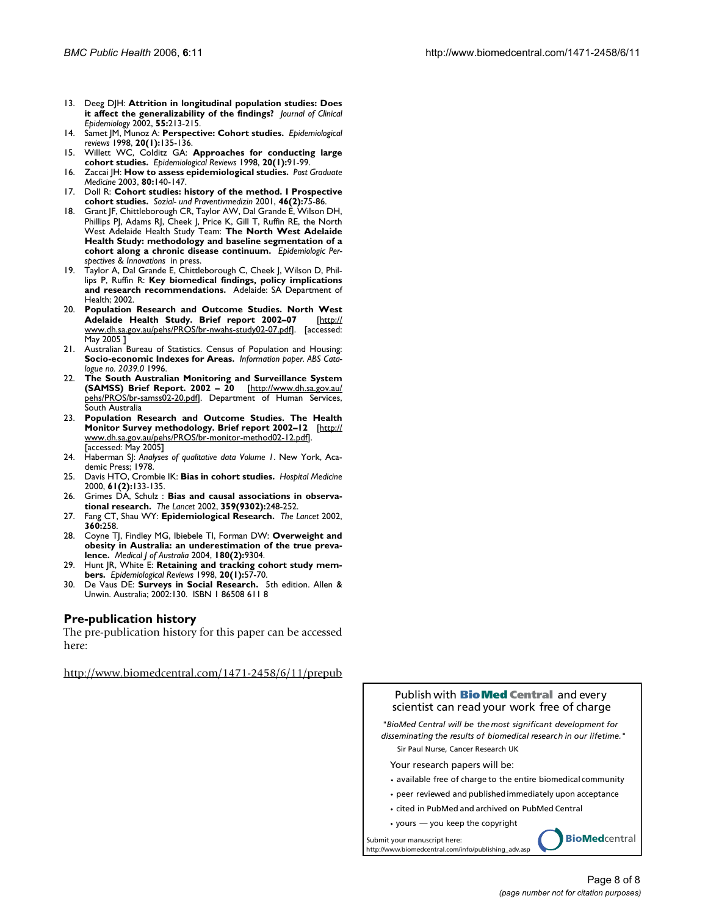13. Deeg DJH: **Attrition in longitudinal population studies: Does it affect the generalizability of the findings?** *Journal of Clinical Epidemiology* 2002, **55:**213-215.
14. Samet JM, Munoz A: **Perspective: Cohort studies.** *Epidemiological reviews* 1998, **20(1):**135-136.
15. Willett WC, Colditz GA: **Approaches for conducting large cohort studies.** *Epidemiological Reviews* 1998, **20(1):**91-99.
16. Zaccai JH: **How to assess epidemiological studies.** *Post Graduate Medicine* 2003, **80:**140-147.
17. Doll R: **Cohort studies: history of the method. I Prospective cohort studies.** *Sozial- und Praventivmedizin* 2001, **46(2):**75-86.
18. Grant JF, Chittleborough CR, Taylor AW, Dal Grande E, Wilson DH, Phillips PJ, Adams RJ, Cheek J, Price K, Gill T, Ruffin RE, the North West Adelaide Health Study Team: **The North West Adelaide Health Study: methodology and baseline segmentation of a cohort along a chronic disease continuum.** *Epidemiologic Perspectives & Innovations* in press.
19. Taylor A, Dal Grande E, Chittleborough C, Cheek J, Wilson D, Phillips P, Ruffin R: **Key biomedical findings, policy implications and research recommendations.** Adelaide: SA Department of Health; 2002.
20. **Population Research and Outcome Studies. North West Adelaide Health Study. Brief report 2002–07** [http://www.dh.sa.gov.au/pehs/PROS/br-nwahs-study02-07.pdf]. [accessed: May 2005 ]
21. Australian Bureau of Statistics. Census of Population and Housing: **Socio-economic Indexes for Areas.** *Information paper. ABS Catalogue no. 2039.0* 1996.
22. **The South Australian Monitoring and Surveillance System (SAMSS) Brief Report. 2002 – 20** [http://www.dh.sa.gov.au/pehs/PROS/br-samss02-20.pdf]. Department of Human Services, South Australia
23. **Population Research and Outcome Studies. The Health Monitor Survey methodology. Brief report 2002–12** [http://www.dh.sa.gov.au/pehs/PROS/br-monitor-method02-12.pdf]. [accessed: May 2005]
24. Haberman SJ: *Analyses of qualitative data Volume 1*. New York, Academic Press; 1978.
25. Davis HTO, Crombie IK: **Bias in cohort studies.** *Hospital Medicine* 2000, **61(2):**133-135.
26. Grimes DA, Schulz : **Bias and causal associations in observational research.** *The Lancet* 2002, **359(9302):**248-252.
27. Fang CT, Shau WY: **Epidemiological Research.** *The Lancet* 2002, **360:**258.
28. Coyne TJ, Findley MG, Ibiebele TI, Forman DW: **Overweight and obesity in Australia: an underestimation of the true prevalence.** *Medical J of Australia* 2004, **180(2):**9304.
29. Hunt JR, White E: **Retaining and tracking cohort study members.** *Epidemiological Reviews* 1998, **20(1):**57-70.
30. De Vaus DE: **Surveys in Social Research.** 5th edition. Allen & Unwin. Australia; 2002:130. ISBN 1 86508 611 8

## Pre-publication history

The pre-publication history for this paper can be accessed here:

http://www.biomedcentral.com/1471-2458/6/11/prepub

Publish with **BioMed Central** and every scientist can read your work free of charge

*"BioMed Central will be the most significant development for disseminating the results of biomedical research in our lifetime."*
Sir Paul Nurse, Cancer Research UK

Your research papers will be:

- available free of charge to the entire biomedical community
- peer reviewed and published immediately upon acceptance
- cited in PubMed and archived on PubMed Central
- yours — you keep the copyright

Submit your manuscript here:
http://www.biomedcentral.com/info/publishing_adv.asp

BioMedcentral